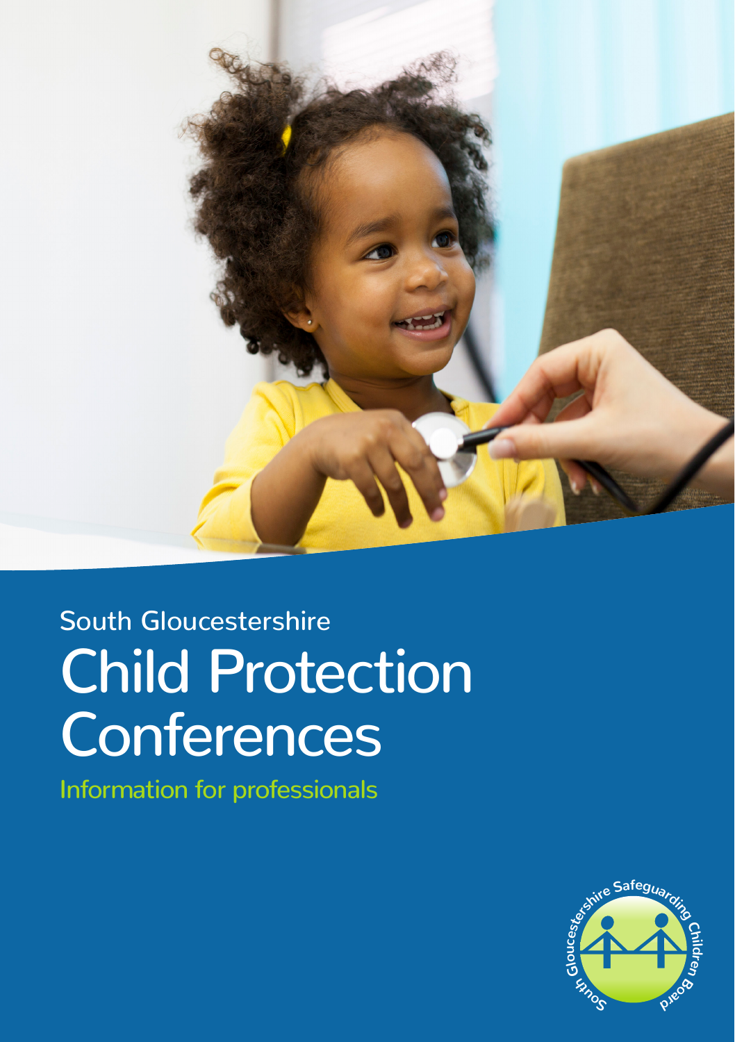South Gloucestershire

# Child Protection Conferences

Information for professionals

South Gloucestershire Safeguarding Children Board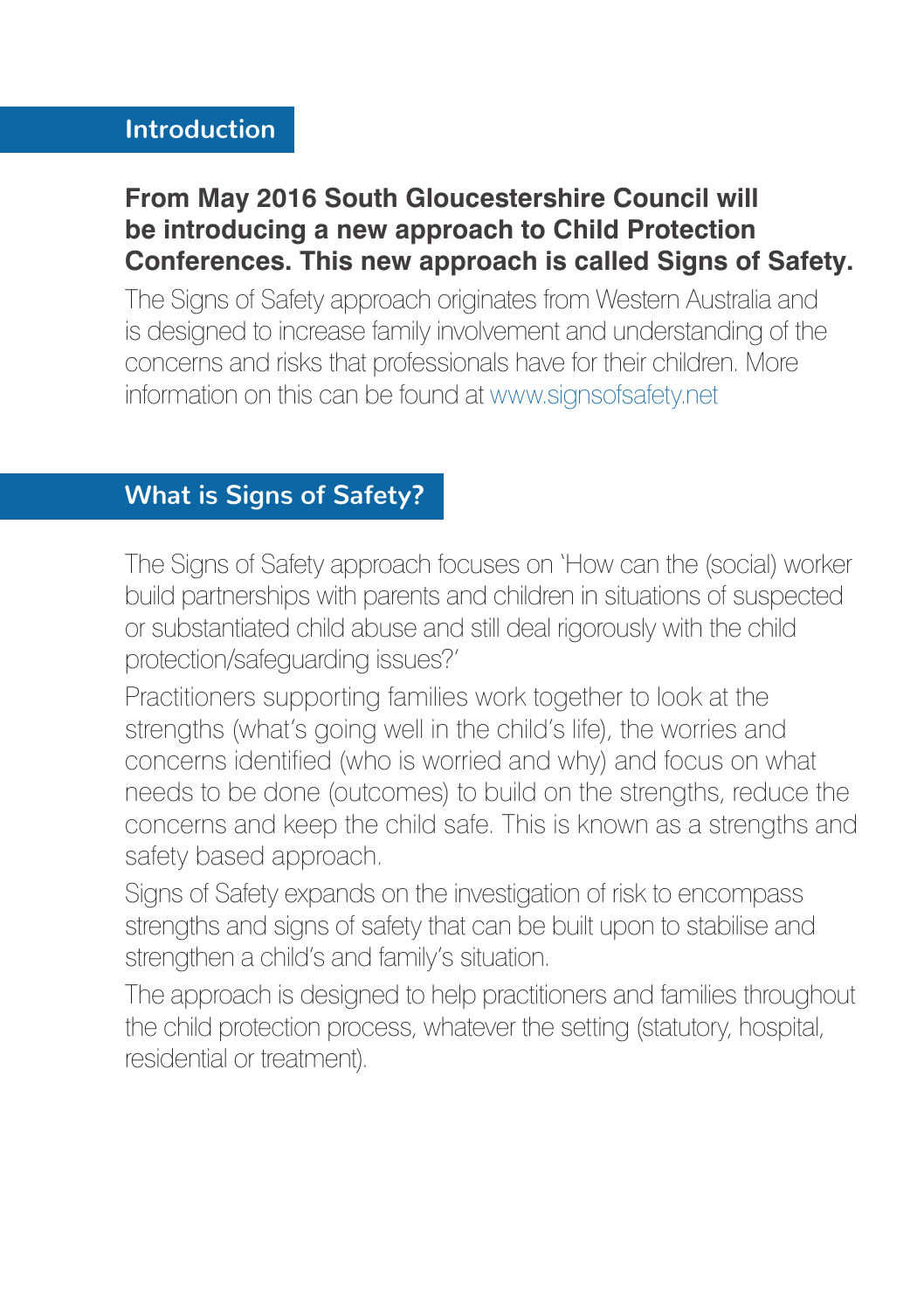## Introduction

**From May 2016 South Gloucestershire Council will be introducing a new approach to Child Protection Conferences. This new approach is called Signs of Safety.**

The Signs of Safety approach originates from Western Australia and is designed to increase family involvement and understanding of the concerns and risks that professionals have for their children. More information on this can be found at www.signsofsafety.net

## What is Signs of Safety?

The Signs of Safety approach focuses on 'How can the (social) worker build partnerships with parents and children in situations of suspected or substantiated child abuse and still deal rigorously with the child protection/safeguarding issues?'

Practitioners supporting families work together to look at the strengths (what's going well in the child's life), the worries and concerns identified (who is worried and why) and focus on what needs to be done (outcomes) to build on the strengths, reduce the concerns and keep the child safe. This is known as a strengths and safety based approach.

Signs of Safety expands on the investigation of risk to encompass strengths and signs of safety that can be built upon to stabilise and strengthen a child's and family's situation.

The approach is designed to help practitioners and families throughout the child protection process, whatever the setting (statutory, hospital, residential or treatment).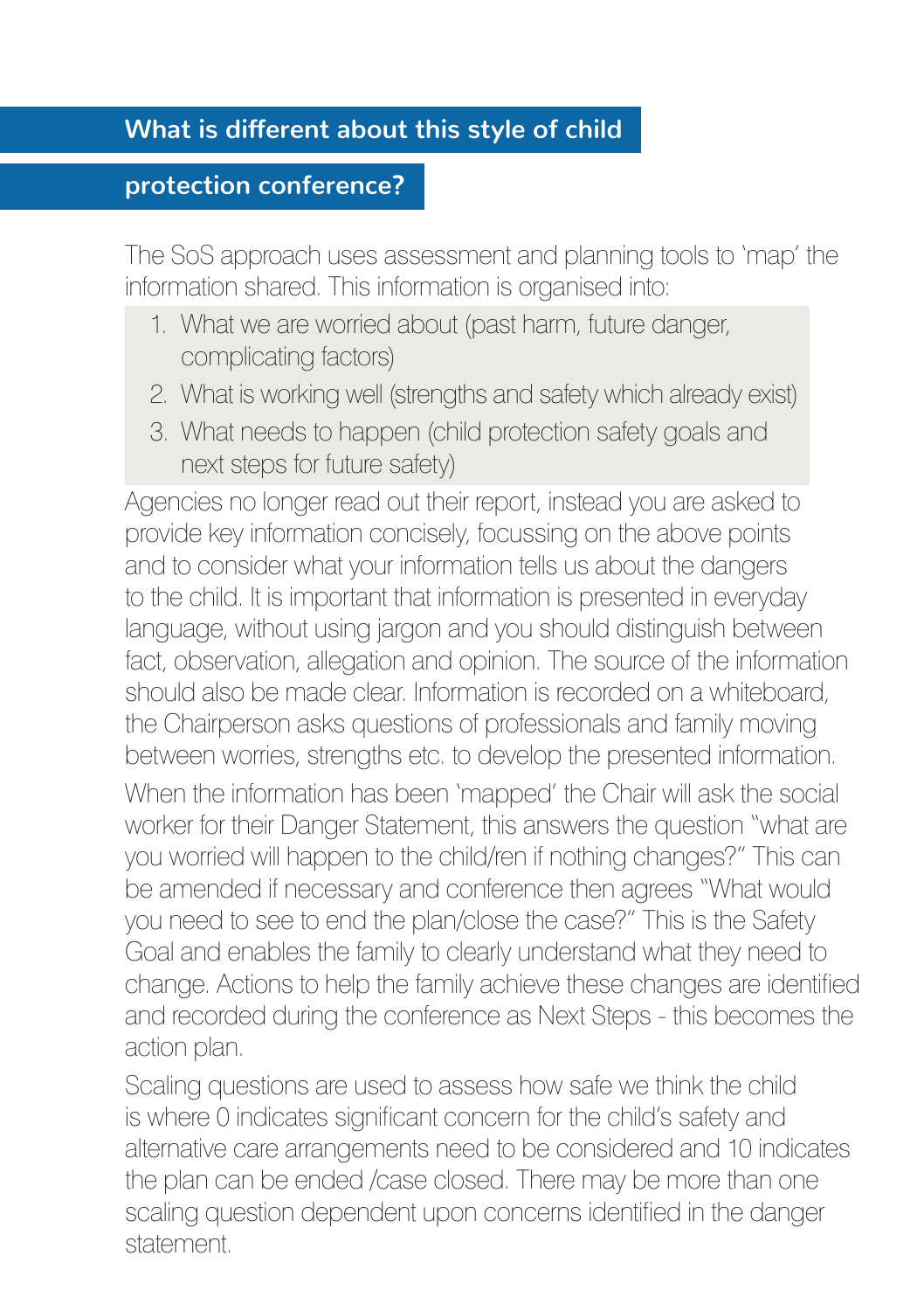## What is different about this style of child protection conference?

The SoS approach uses assessment and planning tools to 'map' the information shared. This information is organised into:

1. What we are worried about (past harm, future danger, complicating factors)
2. What is working well (strengths and safety which already exist)
3. What needs to happen (child protection safety goals and next steps for future safety)

Agencies no longer read out their report, instead you are asked to provide key information concisely, focussing on the above points and to consider what your information tells us about the dangers to the child. It is important that information is presented in everyday language, without using jargon and you should distinguish between fact, observation, allegation and opinion. The source of the information should also be made clear. Information is recorded on a whiteboard, the Chairperson asks questions of professionals and family moving between worries, strengths etc. to develop the presented information.

When the information has been 'mapped' the Chair will ask the social worker for their Danger Statement, this answers the question "what are you worried will happen to the child/ren if nothing changes?" This can be amended if necessary and conference then agrees "What would you need to see to end the plan/close the case?" This is the Safety Goal and enables the family to clearly understand what they need to change. Actions to help the family achieve these changes are identified and recorded during the conference as Next Steps - this becomes the action plan.

Scaling questions are used to assess how safe we think the child is where 0 indicates significant concern for the child's safety and alternative care arrangements need to be considered and 10 indicates the plan can be ended /case closed. There may be more than one scaling question dependent upon concerns identified in the danger statement.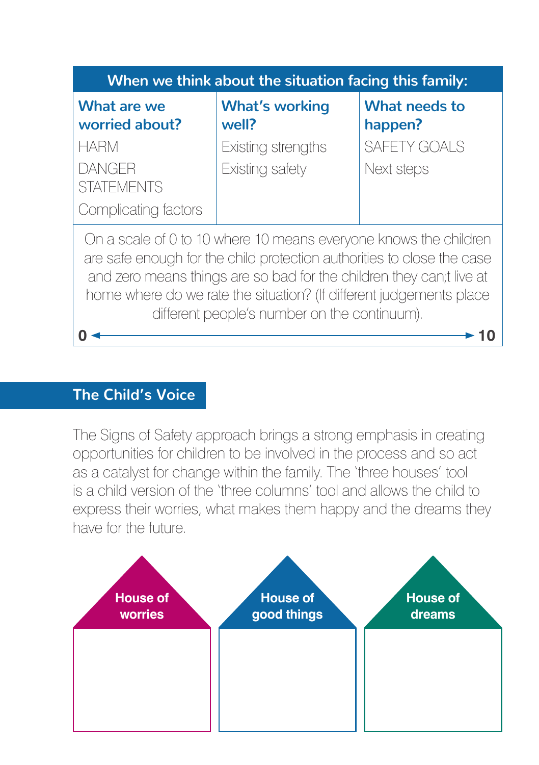| When we think about the situation facing this family: | | |
|---|---|---|
| **What are we worried about?** | **What's working well?** | **What needs to happen?** |
| HARM<br>DANGER STATEMENTS<br>Complicating factors | Existing strengths<br>Existing safety | SAFETY GOALS<br>Next steps |

On a scale of 0 to 10 where 10 means everyone knows the children are safe enough for the child protection authorities to close the case and zero means things are so bad for the children they can;t live at home where do we rate the situation? (If different judgements place different people's number on the continuum).

**0** ←――――――――――――――――――――→ **10**

## The Child's Voice

The Signs of Safety approach brings a strong emphasis in creating opportunities for children to be involved in the process and so act as a catalyst for change within the family. The 'three houses' tool is a child version of the 'three columns' tool and allows the child to express their worries, what makes them happy and the dreams they have for the future.

| House of worries | House of good things | House of dreams |
|---|---|---|
| | | |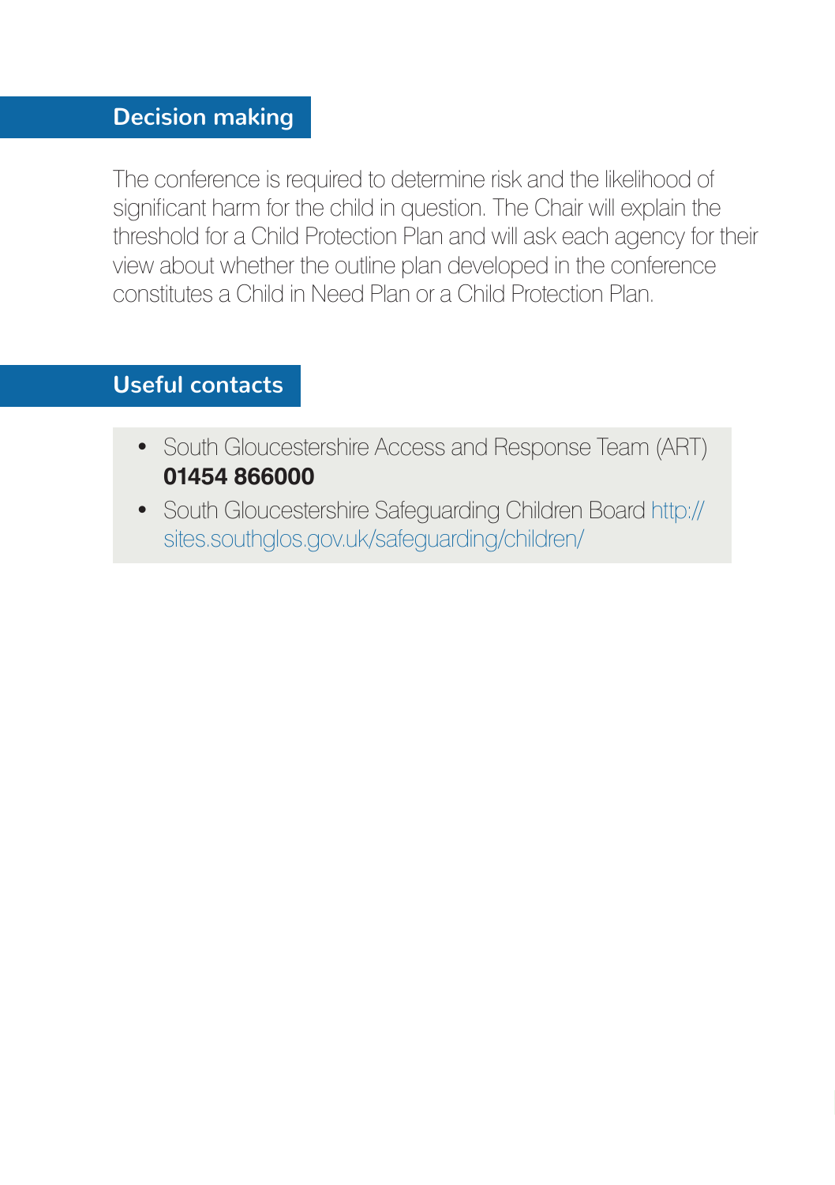## Decision making

The conference is required to determine risk and the likelihood of significant harm for the child in question. The Chair will explain the threshold for a Child Protection Plan and will ask each agency for their view about whether the outline plan developed in the conference constitutes a Child in Need Plan or a Child Protection Plan.

## Useful contacts

- South Gloucestershire Access and Response Team (ART) **01454 866000**
- South Gloucestershire Safeguarding Children Board http://sites.southglos.gov.uk/safeguarding/children/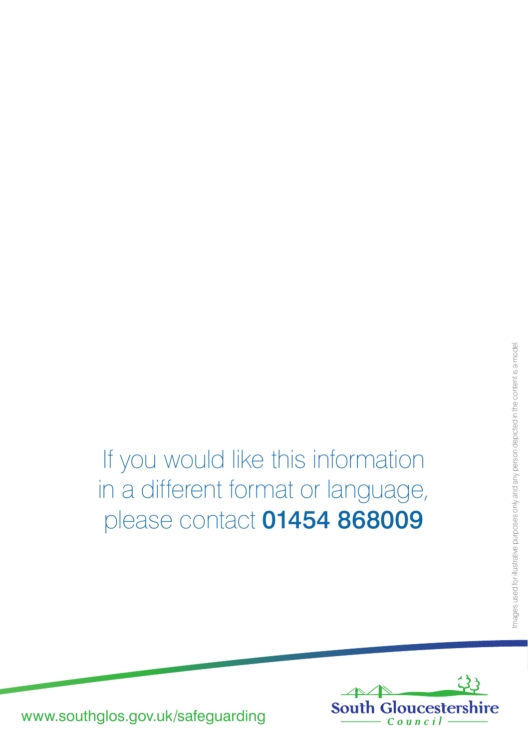If you would like this information in a different format or language, please contact **01454 868009**

Images used for illustrative purposes only and any person depicted in the content is a model.

www.southglos.gov.uk/safeguarding

South Gloucestershire Council